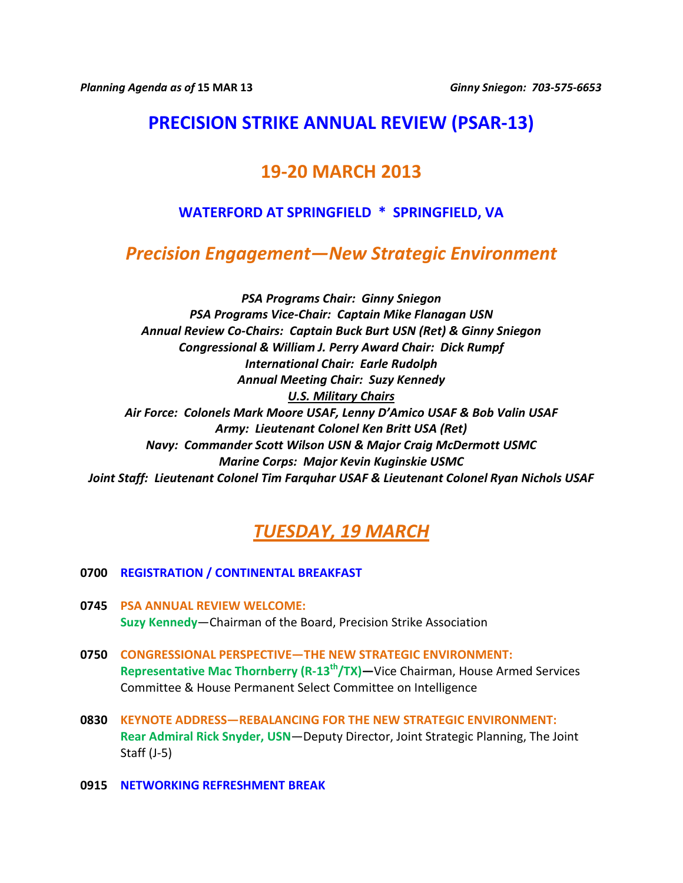*Planning Agenda as of* **15 MAR 13** *Ginny Sniegon: 703-575-6653*

# PRECISION STRIKE ANNUAL REVIEW (PSAR-13)

## 19-20 MARCH 2013

### WATERFORD AT SPRINGFIELD * SPRINGFIELD, VA

## *Precision Engagement—New Strategic Environment*

*PSA Programs Chair: Ginny Sniegon*
*PSA Programs Vice-Chair: Captain Mike Flanagan USN*
*Annual Review Co-Chairs: Captain Buck Burt USN (Ret) & Ginny Sniegon*
*Congressional & William J. Perry Award Chair: Dick Rumpf*
*International Chair: Earle Rudolph*
*Annual Meeting Chair: Suzy Kennedy*
*U.S. Military Chairs*
*Air Force: Colonels Mark Moore USAF, Lenny D'Amico USAF & Bob Valin USAF*
*Army: Lieutenant Colonel Ken Britt USA (Ret)*
*Navy: Commander Scott Wilson USN & Major Craig McDermott USMC*
*Marine Corps: Major Kevin Kuginskie USMC*
*Joint Staff: Lieutenant Colonel Tim Farquhar USAF & Lieutenant Colonel Ryan Nichols USAF*

## *TUESDAY, 19 MARCH*

**0700 REGISTRATION / CONTINENTAL BREAKFAST**

**0745 PSA ANNUAL REVIEW WELCOME:**
**Suzy Kennedy**—Chairman of the Board, Precision Strike Association

**0750 CONGRESSIONAL PERSPECTIVE—THE NEW STRATEGIC ENVIRONMENT:**
**Representative Mac Thornberry (R-13th/TX)**—Vice Chairman, House Armed Services Committee & House Permanent Select Committee on Intelligence

**0830 KEYNOTE ADDRESS—REBALANCING FOR THE NEW STRATEGIC ENVIRONMENT:**
**Rear Admiral Rick Snyder, USN**—Deputy Director, Joint Strategic Planning, The Joint Staff (J-5)

**0915 NETWORKING REFRESHMENT BREAK**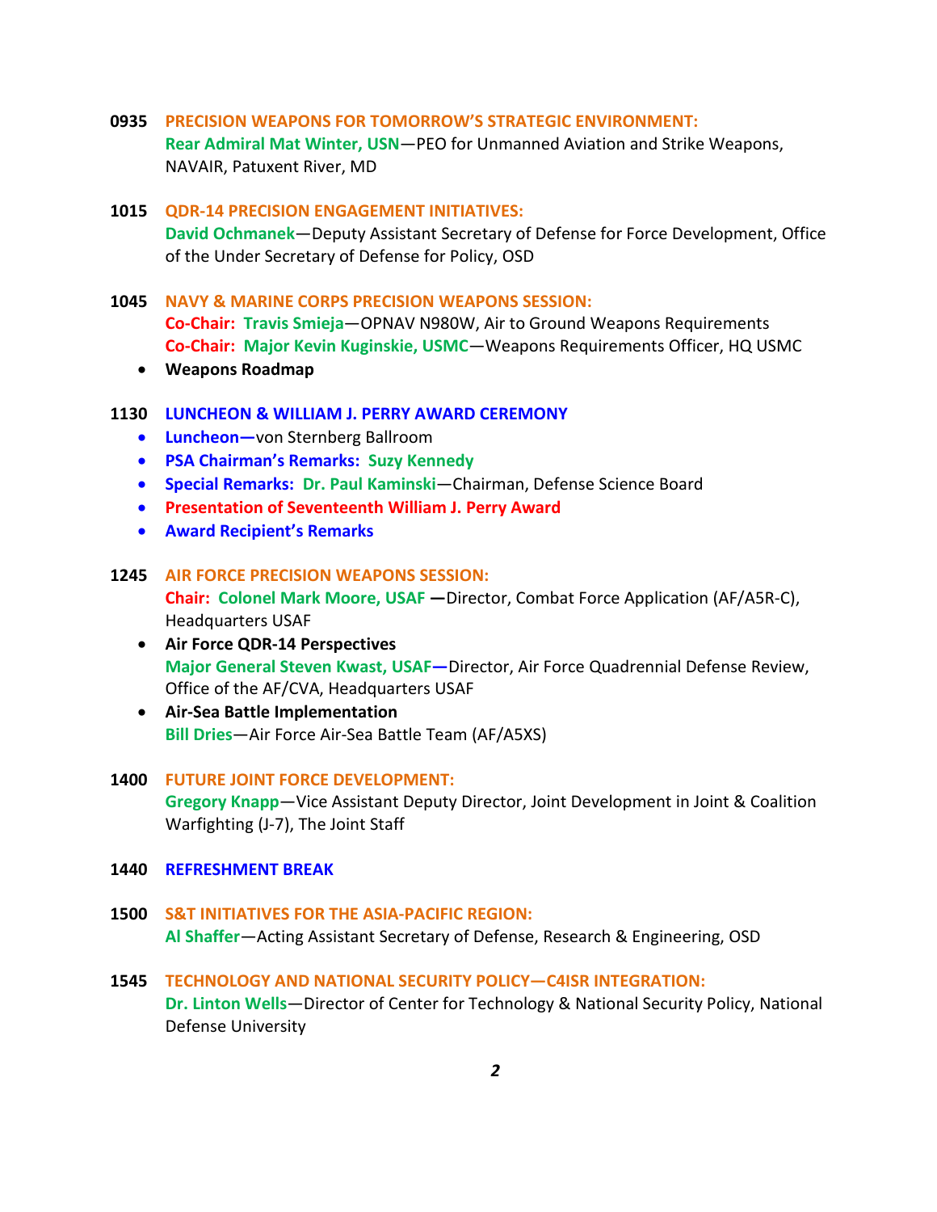**0935 PRECISION WEAPONS FOR TOMORROW'S STRATEGIC ENVIRONMENT:**
**Rear Admiral Mat Winter, USN**—PEO for Unmanned Aviation and Strike Weapons, NAVAIR, Patuxent River, MD

**1015 QDR-14 PRECISION ENGAGEMENT INITIATIVES:**
**David Ochmanek**—Deputy Assistant Secretary of Defense for Force Development, Office of the Under Secretary of Defense for Policy, OSD

**1045 NAVY & MARINE CORPS PRECISION WEAPONS SESSION:**
**Co-Chair: Travis Smieja**—OPNAV N980W, Air to Ground Weapons Requirements
**Co-Chair: Major Kevin Kuginskie, USMC**—Weapons Requirements Officer, HQ USMC

- **Weapons Roadmap**

**1130 LUNCHEON & WILLIAM J. PERRY AWARD CEREMONY**

- **Luncheon—**von Sternberg Ballroom
- **PSA Chairman's Remarks: Suzy Kennedy**
- **Special Remarks: Dr. Paul Kaminski**—Chairman, Defense Science Board
- **Presentation of Seventeenth William J. Perry Award**
- **Award Recipient's Remarks**

**1245 AIR FORCE PRECISION WEAPONS SESSION:**
**Chair: Colonel Mark Moore, USAF —**Director, Combat Force Application (AF/A5R-C), Headquarters USAF

- **Air Force QDR-14 Perspectives**
  **Major General Steven Kwast, USAF—**Director, Air Force Quadrennial Defense Review, Office of the AF/CVA, Headquarters USAF
- **Air-Sea Battle Implementation**
  **Bill Dries**—Air Force Air-Sea Battle Team (AF/A5XS)

**1400 FUTURE JOINT FORCE DEVELOPMENT:**
**Gregory Knapp**—Vice Assistant Deputy Director, Joint Development in Joint & Coalition Warfighting (J-7), The Joint Staff

**1440 REFRESHMENT BREAK**

**1500 S&T INITIATIVES FOR THE ASIA-PACIFIC REGION:**
**Al Shaffer**—Acting Assistant Secretary of Defense, Research & Engineering, OSD

**1545 TECHNOLOGY AND NATIONAL SECURITY POLICY—C4ISR INTEGRATION:**
**Dr. Linton Wells**—Director of Center for Technology & National Security Policy, National Defense University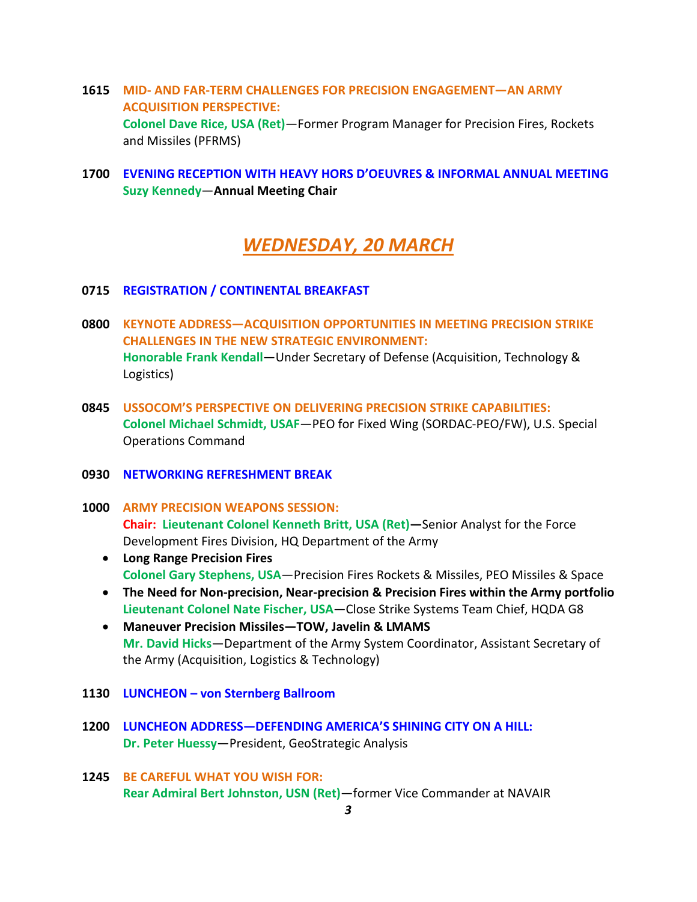**1615** **MID- AND FAR-TERM CHALLENGES FOR PRECISION ENGAGEMENT—AN ARMY ACQUISITION PERSPECTIVE:**
**Colonel Dave Rice, USA (Ret)**—Former Program Manager for Precision Fires, Rockets and Missiles (PFRMS)

**1700** **EVENING RECEPTION WITH HEAVY HORS D'OEUVRES & INFORMAL ANNUAL MEETING**
**Suzy Kennedy**—**Annual Meeting Chair**

## *WEDNESDAY, 20 MARCH*

**0715** **REGISTRATION / CONTINENTAL BREAKFAST**

**0800** **KEYNOTE ADDRESS—ACQUISITION OPPORTUNITIES IN MEETING PRECISION STRIKE CHALLENGES IN THE NEW STRATEGIC ENVIRONMENT:**
**Honorable Frank Kendall**—Under Secretary of Defense (Acquisition, Technology & Logistics)

**0845** **USSOCOM'S PERSPECTIVE ON DELIVERING PRECISION STRIKE CAPABILITIES:**
**Colonel Michael Schmidt, USAF**—PEO for Fixed Wing (SORDAC-PEO/FW), U.S. Special Operations Command

**0930** **NETWORKING REFRESHMENT BREAK**

**1000** **ARMY PRECISION WEAPONS SESSION:**
**Chair: Lieutenant Colonel Kenneth Britt, USA (Ret)—**Senior Analyst for the Force Development Fires Division, HQ Department of the Army

- **Long Range Precision Fires**
  **Colonel Gary Stephens, USA**—Precision Fires Rockets & Missiles, PEO Missiles & Space
- **The Need for Non-precision, Near-precision & Precision Fires within the Army portfolio**
  **Lieutenant Colonel Nate Fischer, USA**—Close Strike Systems Team Chief, HQDA G8
- **Maneuver Precision Missiles—TOW, Javelin & LMAMS**
  **Mr. David Hicks**—Department of the Army System Coordinator, Assistant Secretary of the Army (Acquisition, Logistics & Technology)

**1130** **LUNCHEON – von Sternberg Ballroom**

**1200** **LUNCHEON ADDRESS—DEFENDING AMERICA'S SHINING CITY ON A HILL:**
**Dr. Peter Huessy**—President, GeoStrategic Analysis

**1245** **BE CAREFUL WHAT YOU WISH FOR:**
**Rear Admiral Bert Johnston, USN (Ret)**—former Vice Commander at NAVAIR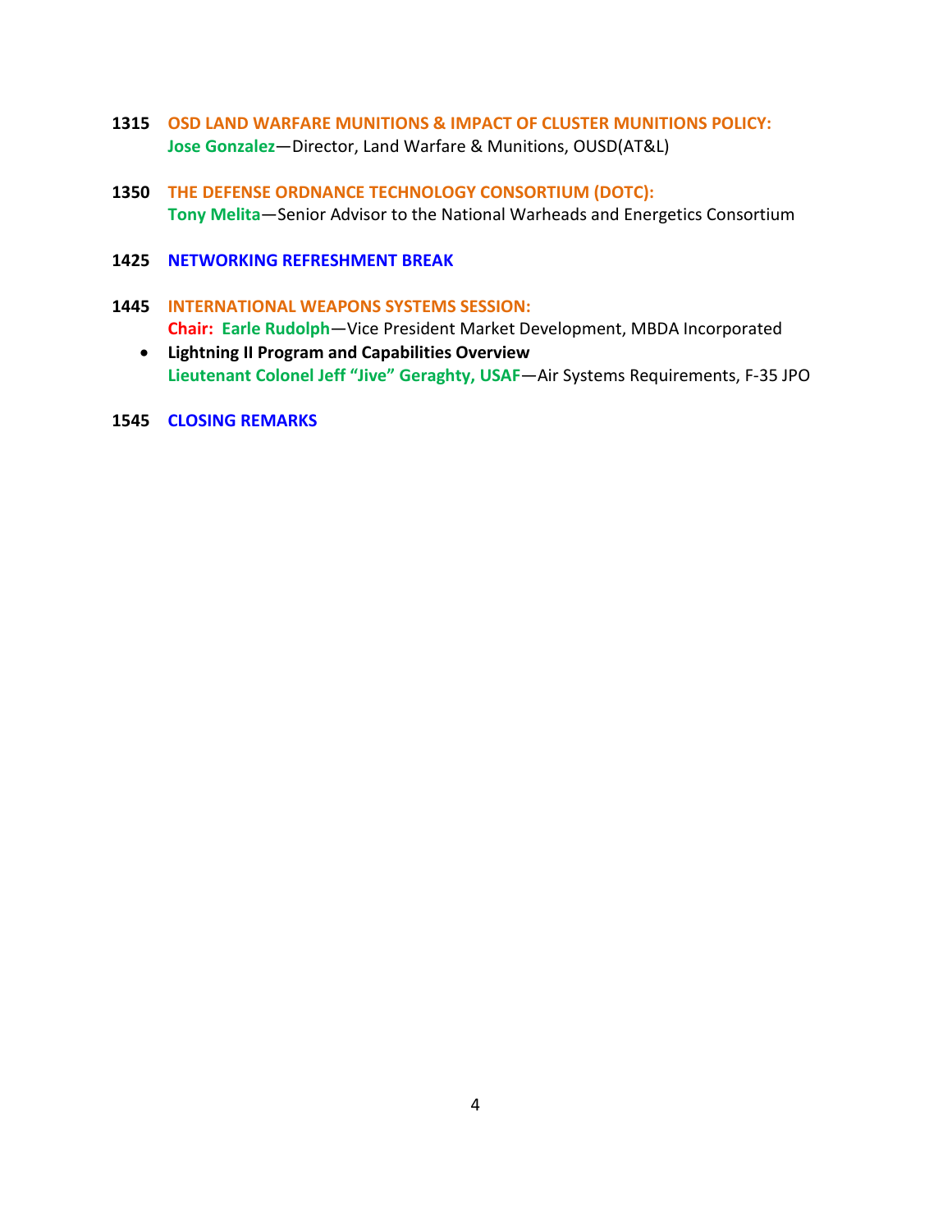**1315** **OSD LAND WARFARE MUNITIONS & IMPACT OF CLUSTER MUNITIONS POLICY:**
**Jose Gonzalez**—Director, Land Warfare & Munitions, OUSD(AT&L)

**1350** **THE DEFENSE ORDNANCE TECHNOLOGY CONSORTIUM (DOTC):**
**Tony Melita**—Senior Advisor to the National Warheads and Energetics Consortium

**1425** **NETWORKING REFRESHMENT BREAK**

**1445** **INTERNATIONAL WEAPONS SYSTEMS SESSION:**
**Chair: Earle Rudolph**—Vice President Market Development, MBDA Incorporated

- **Lightning II Program and Capabilities Overview**
  **Lieutenant Colonel Jeff "Jive" Geraghty, USAF**—Air Systems Requirements, F-35 JPO

**1545** **CLOSING REMARKS**